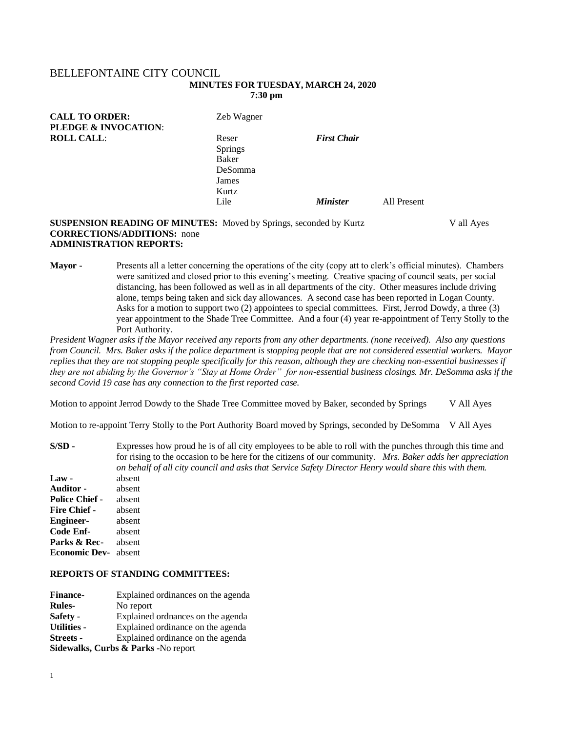# BELLEFONTAINE CITY COUNCIL

**MINUTES FOR TUESDAY, MARCH 24, 2020**
**7:30 pm**

| | | | |
|---|---|---|---|
| **CALL TO ORDER:** | Zeb Wagner | | |
| **PLEDGE & INVOCATION**: | | | |
| **ROLL CALL**: | Reser | ***First Chair*** | |
| | Springs | | |
| | Baker | | |
| | DeSomma | | |
| | James | | |
| | Kurtz | | |
| | Lile | ***Minister*** | All Present |

**SUSPENSION READING OF MINUTES:** Moved by Springs, seconded by Kurtz V all Ayes
**CORRECTIONS/ADDITIONS:** none
**ADMINISTRATION REPORTS:**

**Mayor -** Presents all a letter concerning the operations of the city (copy att to clerk's official minutes). Chambers were sanitized and closed prior to this evening's meeting. Creative spacing of council seats, per social distancing, has been followed as well as in all departments of the city. Other measures include driving alone, temps being taken and sick day allowances. A second case has been reported in Logan County. Asks for a motion to support two (2) appointees to special committees. First, Jerrod Dowdy, a three (3) year appointment to the Shade Tree Committee. And a four (4) year re-appointment of Terry Stolly to the Port Authority.

*President Wagner asks if the Mayor received any reports from any other departments. (none received). Also any questions from Council. Mrs. Baker asks if the police department is stopping people that are not considered essential workers. Mayor replies that they are not stopping people specifically for this reason, although they are checking non-essential businesses if they are not abiding by the Governor's "Stay at Home Order" for non-essential business closings. Mr. DeSomma asks if the second Covid 19 case has any connection to the first reported case.*

Motion to appoint Jerrod Dowdy to the Shade Tree Committee moved by Baker, seconded by Springs V All Ayes

Motion to re-appoint Terry Stolly to the Port Authority Board moved by Springs, seconded by DeSomma V All Ayes

**S/SD -** Expresses how proud he is of all city employees to be able to roll with the punches through this time and for rising to the occasion to be here for the citizens of our community. *Mrs. Baker adds her appreciation on behalf of all city council and asks that Service Safety Director Henry would share this with them.*

**Law -** absent
**Auditor -** absent
**Police Chief -** absent
**Fire Chief -** absent
**Engineer-** absent
**Code Enf-** absent
**Parks & Rec-** absent
**Economic Dev-** absent

**REPORTS OF STANDING COMMITTEES:**

**Finance-** Explained ordinances on the agenda
**Rules-** No report
**Safety -** Explained ordnances on the agenda
**Utilities -** Explained ordinance on the agenda
**Streets -** Explained ordinance on the agenda
**Sidewalks, Curbs & Parks -**No report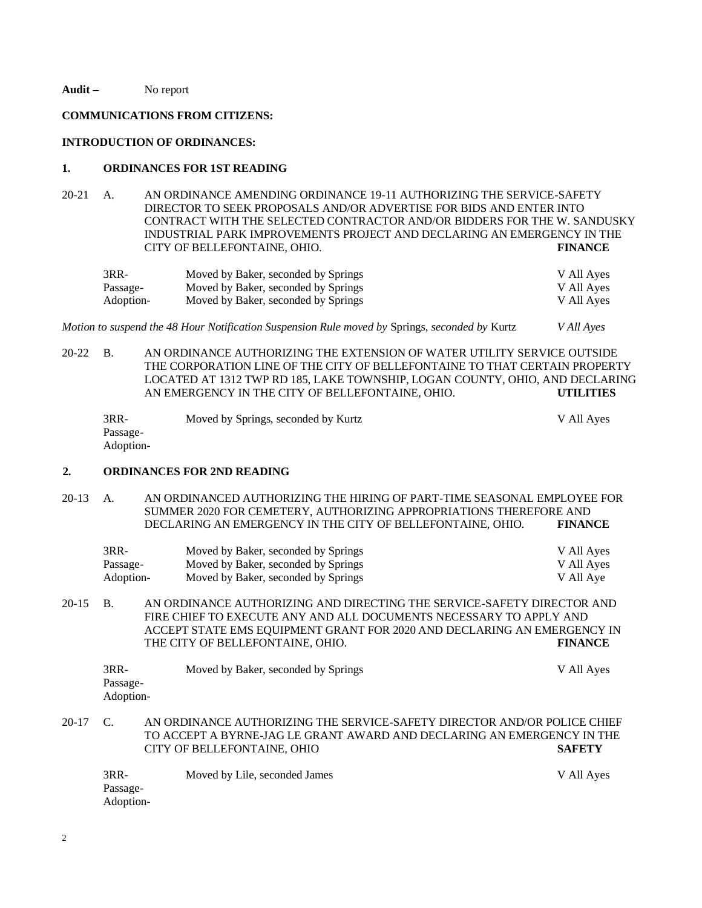**Audit –** No report

**COMMUNICATIONS FROM CITIZENS:**

**INTRODUCTION OF ORDINANCES:**

**1. ORDINANCES FOR 1ST READING**

20-21 A. AN ORDINANCE AMENDING ORDINANCE 19-11 AUTHORIZING THE SERVICE-SAFETY DIRECTOR TO SEEK PROPOSALS AND/OR ADVERTISE FOR BIDS AND ENTER INTO CONTRACT WITH THE SELECTED CONTRACTOR AND/OR BIDDERS FOR THE W. SANDUSKY INDUSTRIAL PARK IMPROVEMENTS PROJECT AND DECLARING AN EMERGENCY IN THE CITY OF BELLEFONTAINE, OHIO. **FINANCE**

| | | |
|---|---|---|
| 3RR- | Moved by Baker, seconded by Springs | V All Ayes |
| Passage- | Moved by Baker, seconded by Springs | V All Ayes |
| Adoption- | Moved by Baker, seconded by Springs | V All Ayes |

*Motion to suspend the 48 Hour Notification Suspension Rule moved by* Springs, *seconded by* Kurtz *V All Ayes*

20-22 B. AN ORDINANCE AUTHORIZING THE EXTENSION OF WATER UTILITY SERVICE OUTSIDE THE CORPORATION LINE OF THE CITY OF BELLEFONTAINE TO THAT CERTAIN PROPERTY LOCATED AT 1312 TWP RD 185, LAKE TOWNSHIP, LOGAN COUNTY, OHIO, AND DECLARING AN EMERGENCY IN THE CITY OF BELLEFONTAINE, OHIO. **UTILITIES**

| | | |
|---|---|---|
| 3RR- | Moved by Springs, seconded by Kurtz | V All Ayes |
| Passage- | | |
| Adoption- | | |

**2. ORDINANCES FOR 2ND READING**

20-13 A. AN ORDINANCED AUTHORIZING THE HIRING OF PART-TIME SEASONAL EMPLOYEE FOR SUMMER 2020 FOR CEMETERY, AUTHORIZING APPROPRIATIONS THEREFORE AND DECLARING AN EMERGENCY IN THE CITY OF BELLEFONTAINE, OHIO. **FINANCE**

| | | |
|---|---|---|
| 3RR- | Moved by Baker, seconded by Springs | V All Ayes |
| Passage- | Moved by Baker, seconded by Springs | V All Ayes |
| Adoption- | Moved by Baker, seconded by Springs | V All Aye |

20-15 B. AN ORDINANCE AUTHORIZING AND DIRECTING THE SERVICE-SAFETY DIRECTOR AND FIRE CHIEF TO EXECUTE ANY AND ALL DOCUMENTS NECESSARY TO APPLY AND ACCEPT STATE EMS EQUIPMENT GRANT FOR 2020 AND DECLARING AN EMERGENCY IN THE CITY OF BELLEFONTAINE, OHIO. **FINANCE**

| | | |
|---|---|---|
| 3RR- | Moved by Baker, seconded by Springs | V All Ayes |
| Passage- | | |
| Adoption- | | |

20-17 C. AN ORDINANCE AUTHORIZING THE SERVICE-SAFETY DIRECTOR AND/OR POLICE CHIEF TO ACCEPT A BYRNE-JAG LE GRANT AWARD AND DECLARING AN EMERGENCY IN THE CITY OF BELLEFONTAINE, OHIO **SAFETY**

| | | |
|---|---|---|
| 3RR- | Moved by Lile, seconded James | V All Ayes |
| Passage- | | |
| Adoption- | | |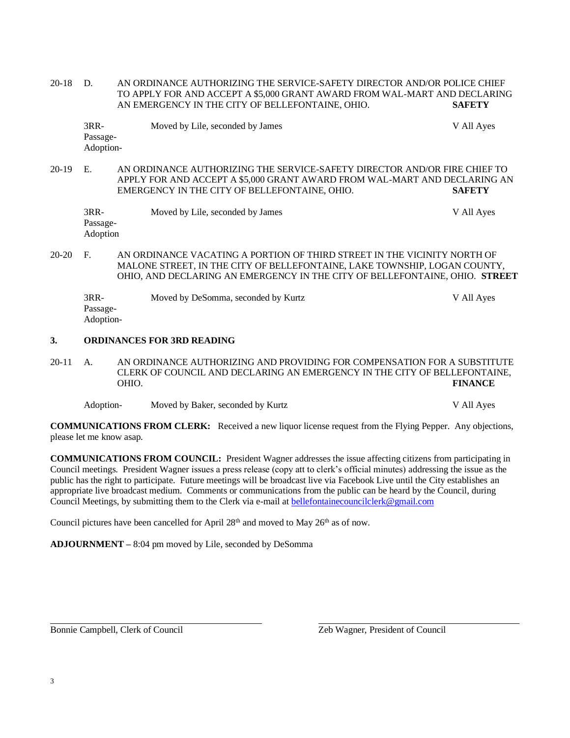20-18 D. AN ORDINANCE AUTHORIZING THE SERVICE-SAFETY DIRECTOR AND/OR POLICE CHIEF TO APPLY FOR AND ACCEPT A $5,000 GRANT AWARD FROM WAL-MART AND DECLARING AN EMERGENCY IN THE CITY OF BELLEFONTAINE, OHIO. **SAFETY**

3RR-
Passage-
Adoption- Moved by Lile, seconded by James V All Ayes

20-19 E. AN ORDINANCE AUTHORIZING THE SERVICE-SAFETY DIRECTOR AND/OR FIRE CHIEF TO APPLY FOR AND ACCEPT A $5,000 GRANT AWARD FROM WAL-MART AND DECLARING AN EMERGENCY IN THE CITY OF BELLEFONTAINE, OHIO. **SAFETY**

3RR-
Passage-
Adoption Moved by Lile, seconded by James V All Ayes

20-20 F. AN ORDINANCE VACATING A PORTION OF THIRD STREET IN THE VICINITY NORTH OF MALONE STREET, IN THE CITY OF BELLEFONTAINE, LAKE TOWNSHIP, LOGAN COUNTY, OHIO, AND DECLARING AN EMERGENCY IN THE CITY OF BELLEFONTAINE, OHIO. **STREET**

3RR-
Passage-
Adoption- Moved by DeSomma, seconded by Kurtz V All Ayes

**3. ORDINANCES FOR 3RD READING**

20-11 A. AN ORDINANCE AUTHORIZING AND PROVIDING FOR COMPENSATION FOR A SUBSTITUTE CLERK OF COUNCIL AND DECLARING AN EMERGENCY IN THE CITY OF BELLEFONTAINE, OHIO. **FINANCE**

Adoption- Moved by Baker, seconded by Kurtz V All Ayes

**COMMUNICATIONS FROM CLERK:** Received a new liquor license request from the Flying Pepper. Any objections, please let me know asap.

**COMMUNICATIONS FROM COUNCIL:** President Wagner addresses the issue affecting citizens from participating in Council meetings. President Wagner issues a press release (copy att to clerk's official minutes) addressing the issue as the public has the right to participate. Future meetings will be broadcast live via Facebook Live until the City establishes an appropriate live broadcast medium. Comments or communications from the public can be heard by the Council, during Council Meetings, by submitting them to the Clerk via e-mail at bellefontainecouncilclerk@gmail.com

Council pictures have been cancelled for April 28th and moved to May 26th as of now.

**ADJOURNMENT –** 8:04 pm moved by Lile, seconded by DeSomma

Bonnie Campbell, Clerk of Council

Zeb Wagner, President of Council